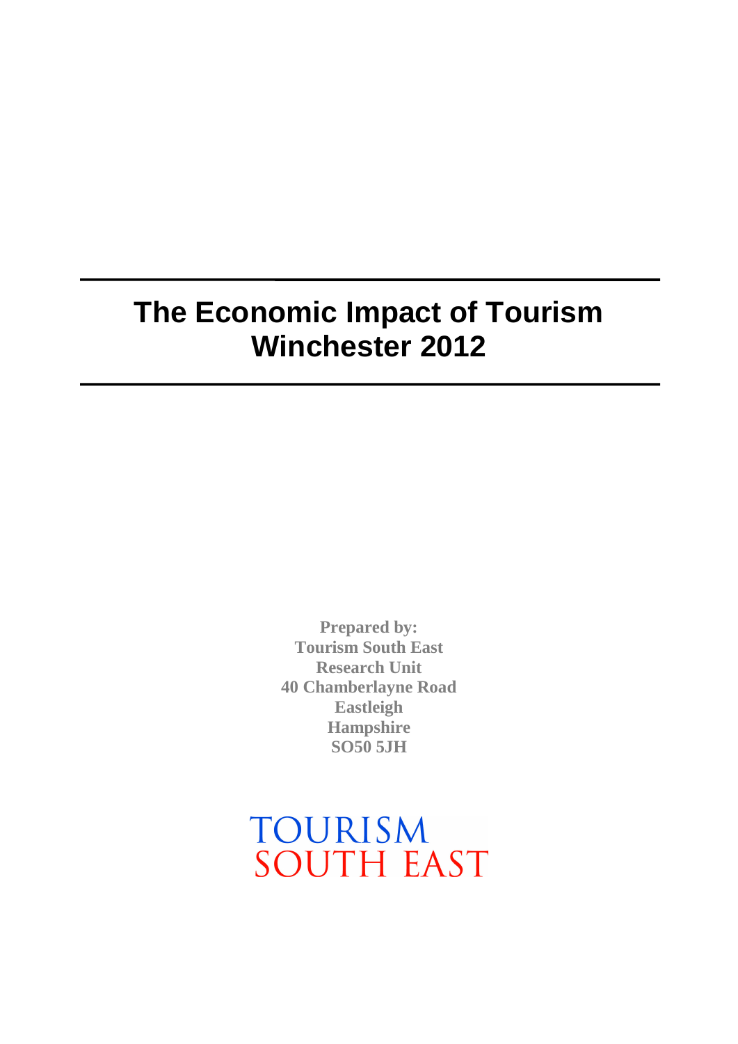# The Economic Impact of Tourism Winchester 2012

**Prepared by:**
**Tourism South East**
**Research Unit**
**40 Chamberlayne Road**
**Eastleigh**
**Hampshire**
**SO50 5JH**

TOURISM
SOUTH EAST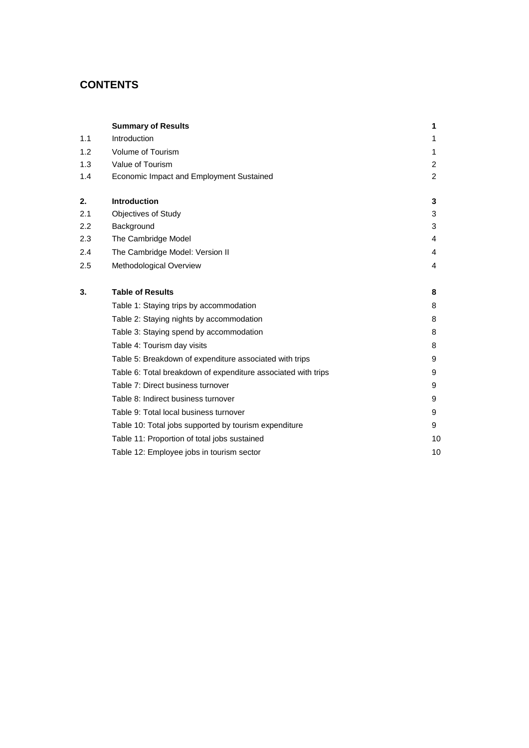## CONTENTS

| | | |
|---|---|---|
| | **Summary of Results** | **1** |
| 1.1 | Introduction | 1 |
| 1.2 | Volume of Tourism | 1 |
| 1.3 | Value of Tourism | 2 |
| 1.4 | Economic Impact and Employment Sustained | 2 |
| **2.** | **Introduction** | **3** |
| 2.1 | Objectives of Study | 3 |
| 2.2 | Background | 3 |
| 2.3 | The Cambridge Model | 4 |
| 2.4 | The Cambridge Model: Version II | 4 |
| 2.5 | Methodological Overview | 4 |
| **3.** | **Table of Results** | **8** |
| | Table 1: Staying trips by accommodation | 8 |
| | Table 2: Staying nights by accommodation | 8 |
| | Table 3: Staying spend by accommodation | 8 |
| | Table 4: Tourism day visits | 8 |
| | Table 5: Breakdown of expenditure associated with trips | 9 |
| | Table 6: Total breakdown of expenditure associated with trips | 9 |
| | Table 7: Direct business turnover | 9 |
| | Table 8: Indirect business turnover | 9 |
| | Table 9: Total local business turnover | 9 |
| | Table 10: Total jobs supported by tourism expenditure | 9 |
| | Table 11: Proportion of total jobs sustained | 10 |
| | Table 12: Employee jobs in tourism sector | 10 |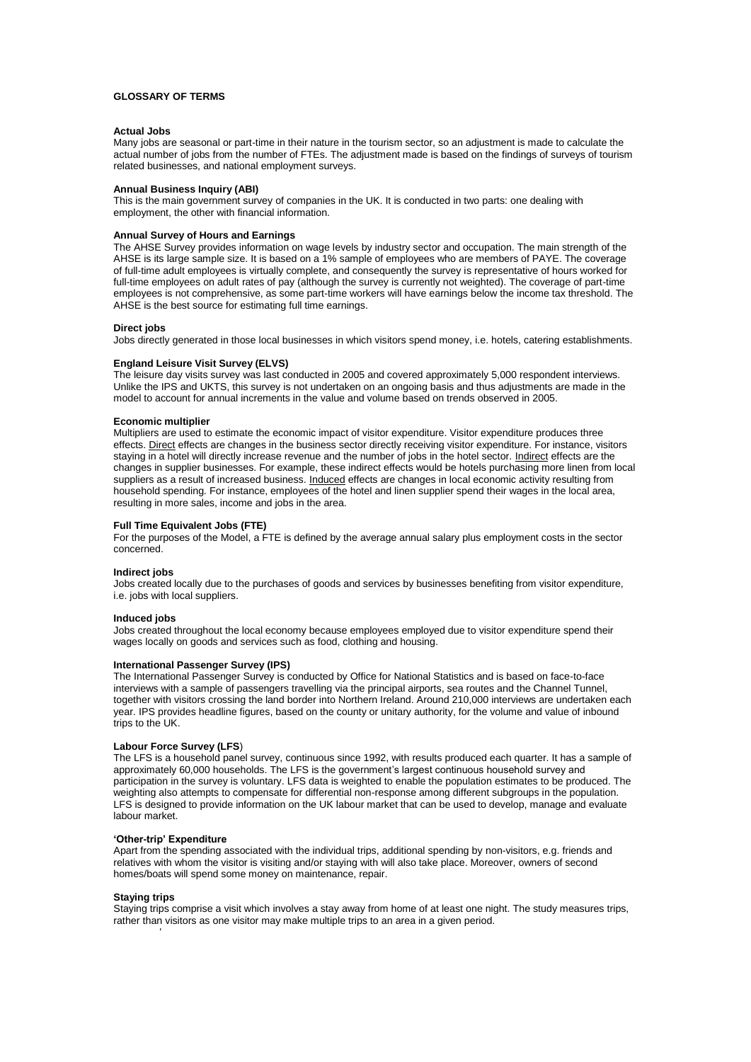## GLOSSARY OF TERMS

### Actual Jobs

Many jobs are seasonal or part-time in their nature in the tourism sector, so an adjustment is made to calculate the actual number of jobs from the number of FTEs. The adjustment made is based on the findings of surveys of tourism related businesses, and national employment surveys.

### Annual Business Inquiry (ABI)

This is the main government survey of companies in the UK. It is conducted in two parts: one dealing with employment, the other with financial information.

### Annual Survey of Hours and Earnings

The AHSE Survey provides information on wage levels by industry sector and occupation. The main strength of the AHSE is its large sample size. It is based on a 1% sample of employees who are members of PAYE. The coverage of full-time adult employees is virtually complete, and consequently the survey is representative of hours worked for full-time employees on adult rates of pay (although the survey is currently not weighted). The coverage of part-time employees is not comprehensive, as some part-time workers will have earnings below the income tax threshold. The AHSE is the best source for estimating full time earnings.

### Direct jobs

Jobs directly generated in those local businesses in which visitors spend money, i.e. hotels, catering establishments.

### England Leisure Visit Survey (ELVS)

The leisure day visits survey was last conducted in 2005 and covered approximately 5,000 respondent interviews. Unlike the IPS and UKTS, this survey is not undertaken on an ongoing basis and thus adjustments are made in the model to account for annual increments in the value and volume based on trends observed in 2005.

### Economic multiplier

Multipliers are used to estimate the economic impact of visitor expenditure. Visitor expenditure produces three effects. Direct effects are changes in the business sector directly receiving visitor expenditure. For instance, visitors staying in a hotel will directly increase revenue and the number of jobs in the hotel sector. Indirect effects are the changes in supplier businesses. For example, these indirect effects would be hotels purchasing more linen from local suppliers as a result of increased business. Induced effects are changes in local economic activity resulting from household spending. For instance, employees of the hotel and linen supplier spend their wages in the local area, resulting in more sales, income and jobs in the area.

### Full Time Equivalent Jobs (FTE)

For the purposes of the Model, a FTE is defined by the average annual salary plus employment costs in the sector concerned.

### Indirect jobs

Jobs created locally due to the purchases of goods and services by businesses benefiting from visitor expenditure, i.e. jobs with local suppliers.

### Induced jobs

Jobs created throughout the local economy because employees employed due to visitor expenditure spend their wages locally on goods and services such as food, clothing and housing.

### International Passenger Survey (IPS)

The International Passenger Survey is conducted by Office for National Statistics and is based on face-to-face interviews with a sample of passengers travelling via the principal airports, sea routes and the Channel Tunnel, together with visitors crossing the land border into Northern Ireland. Around 210,000 interviews are undertaken each year. IPS provides headline figures, based on the county or unitary authority, for the volume and value of inbound trips to the UK.

### Labour Force Survey (LFS)

The LFS is a household panel survey, continuous since 1992, with results produced each quarter. It has a sample of approximately 60,000 households. The LFS is the government's largest continuous household survey and participation in the survey is voluntary. LFS data is weighted to enable the population estimates to be produced. The weighting also attempts to compensate for differential non-response among different subgroups in the population. LFS is designed to provide information on the UK labour market that can be used to develop, manage and evaluate labour market.

### 'Other-trip' Expenditure

Apart from the spending associated with the individual trips, additional spending by non-visitors, e.g. friends and relatives with whom the visitor is visiting and/or staying with will also take place. Moreover, owners of second homes/boats will spend some money on maintenance, repair.

### Staying trips

Staying trips comprise a visit which involves a stay away from home of at least one night. The study measures trips, rather than visitors as one visitor may make multiple trips to an area in a given period.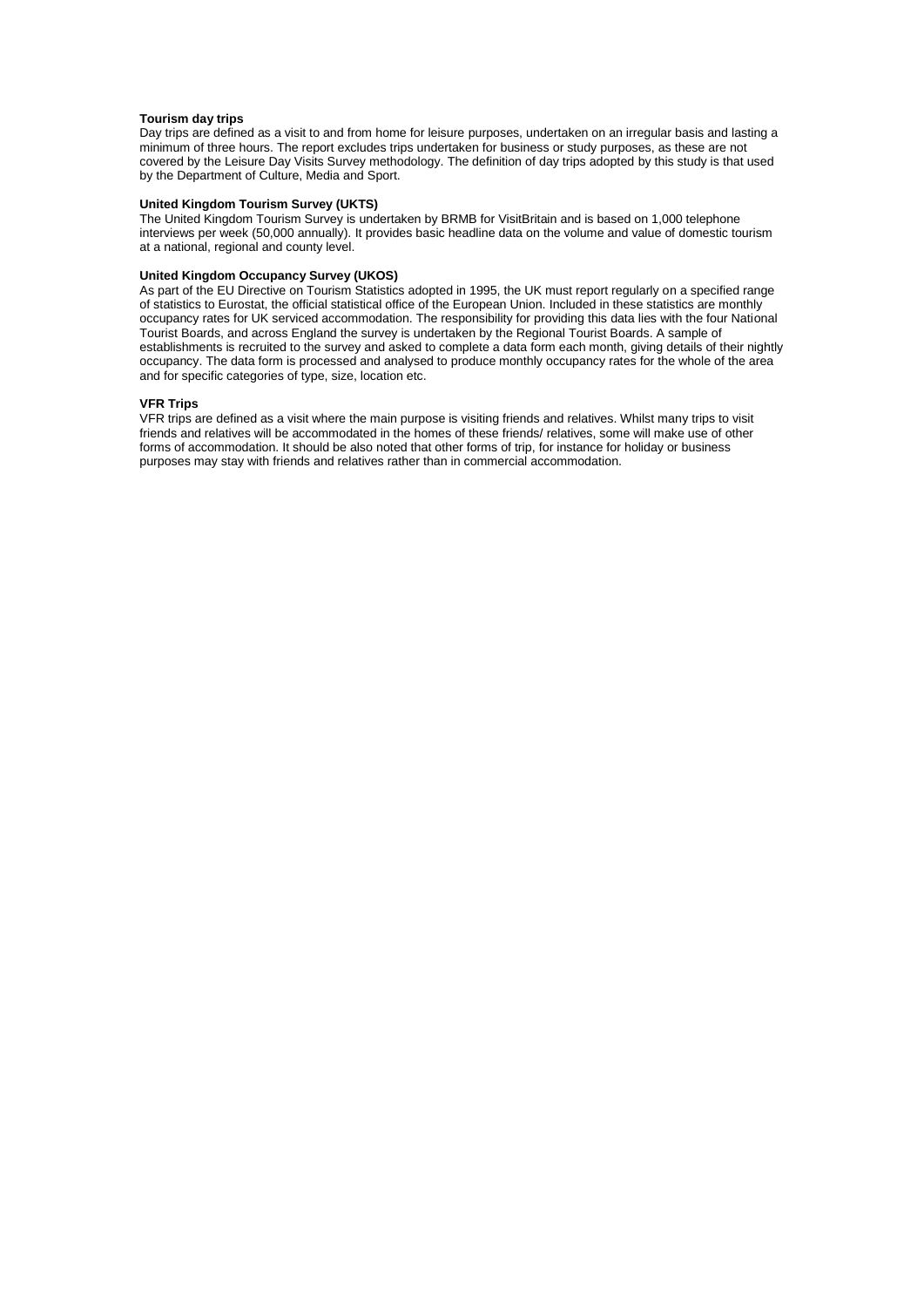**Tourism day trips**

Day trips are defined as a visit to and from home for leisure purposes, undertaken on an irregular basis and lasting a minimum of three hours. The report excludes trips undertaken for business or study purposes, as these are not covered by the Leisure Day Visits Survey methodology. The definition of day trips adopted by this study is that used by the Department of Culture, Media and Sport.

**United Kingdom Tourism Survey (UKTS)**

The United Kingdom Tourism Survey is undertaken by BRMB for VisitBritain and is based on 1,000 telephone interviews per week (50,000 annually). It provides basic headline data on the volume and value of domestic tourism at a national, regional and county level.

**United Kingdom Occupancy Survey (UKOS)**

As part of the EU Directive on Tourism Statistics adopted in 1995, the UK must report regularly on a specified range of statistics to Eurostat, the official statistical office of the European Union. Included in these statistics are monthly occupancy rates for UK serviced accommodation. The responsibility for providing this data lies with the four National Tourist Boards, and across England the survey is undertaken by the Regional Tourist Boards. A sample of establishments is recruited to the survey and asked to complete a data form each month, giving details of their nightly occupancy. The data form is processed and analysed to produce monthly occupancy rates for the whole of the area and for specific categories of type, size, location etc.

**VFR Trips**

VFR trips are defined as a visit where the main purpose is visiting friends and relatives. Whilst many trips to visit friends and relatives will be accommodated in the homes of these friends/ relatives, some will make use of other forms of accommodation. It should be also noted that other forms of trip, for instance for holiday or business purposes may stay with friends and relatives rather than in commercial accommodation.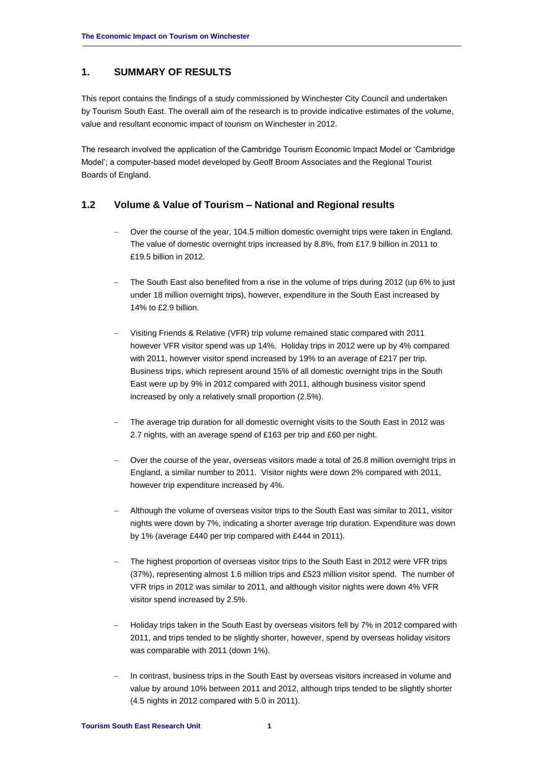## 1. SUMMARY OF RESULTS

This report contains the findings of a study commissioned by Winchester City Council and undertaken by Tourism South East. The overall aim of the research is to provide indicative estimates of the volume, value and resultant economic impact of tourism on Winchester in 2012.

The research involved the application of the Cambridge Tourism Economic Impact Model or 'Cambridge Model'; a computer-based model developed by Geoff Broom Associates and the Regional Tourist Boards of England.

### 1.2 Volume & Value of Tourism – National and Regional results

- Over the course of the year, 104.5 million domestic overnight trips were taken in England. The value of domestic overnight trips increased by 8.8%, from £17.9 billion in 2011 to £19.5 billion in 2012.
- The South East also benefited from a rise in the volume of trips during 2012 (up 6% to just under 18 million overnight trips), however, expenditure in the South East increased by 14% to £2.9 billion.
- Visiting Friends & Relative (VFR) trip volume remained static compared with 2011 however VFR visitor spend was up 14%. Holiday trips in 2012 were up by 4% compared with 2011, however visitor spend increased by 19% to an average of £217 per trip. Business trips, which represent around 15% of all domestic overnight trips in the South East were up by 9% in 2012 compared with 2011, although business visitor spend increased by only a relatively small proportion (2.5%).
- The average trip duration for all domestic overnight visits to the South East in 2012 was 2.7 nights, with an average spend of £163 per trip and £60 per night.
- Over the course of the year, overseas visitors made a total of 26.8 million overnight trips in England, a similar number to 2011. Visitor nights were down 2% compared with 2011, however trip expenditure increased by 4%.
- Although the volume of overseas visitor trips to the South East was similar to 2011, visitor nights were down by 7%, indicating a shorter average trip duration. Expenditure was down by 1% (average £440 per trip compared with £444 in 2011).
- The highest proportion of overseas visitor trips to the South East in 2012 were VFR trips (37%), representing almost 1.6 million trips and £523 million visitor spend. The number of VFR trips in 2012 was similar to 2011, and although visitor nights were down 4% VFR visitor spend increased by 2.5%.
- Holiday trips taken in the South East by overseas visitors fell by 7% in 2012 compared with 2011, and trips tended to be slightly shorter, however, spend by overseas holiday visitors was comparable with 2011 (down 1%).
- In contrast, business trips in the South East by overseas visitors increased in volume and value by around 10% between 2011 and 2012, although trips tended to be slightly shorter (4.5 nights in 2012 compared with 5.0 in 2011).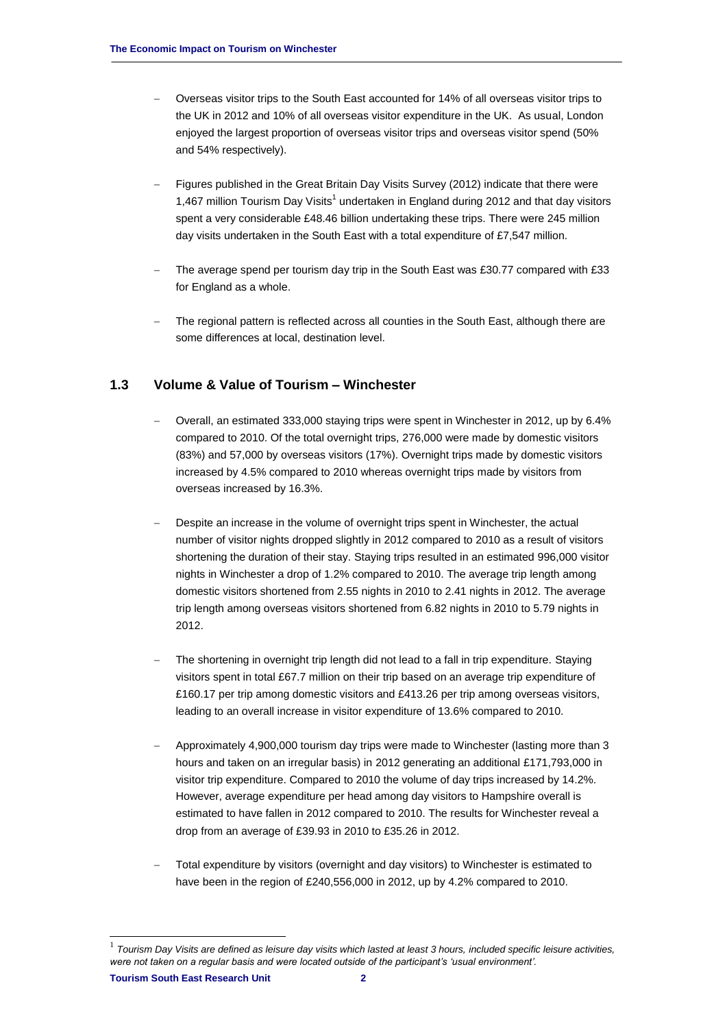- Overseas visitor trips to the South East accounted for 14% of all overseas visitor trips to the UK in 2012 and 10% of all overseas visitor expenditure in the UK. As usual, London enjoyed the largest proportion of overseas visitor trips and overseas visitor spend (50% and 54% respectively).

- Figures published in the Great Britain Day Visits Survey (2012) indicate that there were 1,467 million Tourism Day Visits[1] undertaken in England during 2012 and that day visitors spent a very considerable £48.46 billion undertaking these trips. There were 245 million day visits undertaken in the South East with a total expenditure of £7,547 million.

- The average spend per tourism day trip in the South East was £30.77 compared with £33 for England as a whole.

- The regional pattern is reflected across all counties in the South East, although there are some differences at local, destination level.

## 1.3 Volume & Value of Tourism – Winchester

- Overall, an estimated 333,000 staying trips were spent in Winchester in 2012, up by 6.4% compared to 2010. Of the total overnight trips, 276,000 were made by domestic visitors (83%) and 57,000 by overseas visitors (17%). Overnight trips made by domestic visitors increased by 4.5% compared to 2010 whereas overnight trips made by visitors from overseas increased by 16.3%.

- Despite an increase in the volume of overnight trips spent in Winchester, the actual number of visitor nights dropped slightly in 2012 compared to 2010 as a result of visitors shortening the duration of their stay. Staying trips resulted in an estimated 996,000 visitor nights in Winchester a drop of 1.2% compared to 2010. The average trip length among domestic visitors shortened from 2.55 nights in 2010 to 2.41 nights in 2012. The average trip length among overseas visitors shortened from 6.82 nights in 2010 to 5.79 nights in 2012.

- The shortening in overnight trip length did not lead to a fall in trip expenditure. Staying visitors spent in total £67.7 million on their trip based on an average trip expenditure of £160.17 per trip among domestic visitors and £413.26 per trip among overseas visitors, leading to an overall increase in visitor expenditure of 13.6% compared to 2010.

- Approximately 4,900,000 tourism day trips were made to Winchester (lasting more than 3 hours and taken on an irregular basis) in 2012 generating an additional £171,793,000 in visitor trip expenditure. Compared to 2010 the volume of day trips increased by 14.2%. However, average expenditure per head among day visitors to Hampshire overall is estimated to have fallen in 2012 compared to 2010. The results for Winchester reveal a drop from an average of £39.93 in 2010 to £35.26 in 2012.

- Total expenditure by visitors (overnight and day visitors) to Winchester is estimated to have been in the region of £240,556,000 in 2012, up by 4.2% compared to 2010.

---

[1] *Tourism Day Visits are defined as leisure day visits which lasted at least 3 hours, included specific leisure activities, were not taken on a regular basis and were located outside of the participant's 'usual environment'.*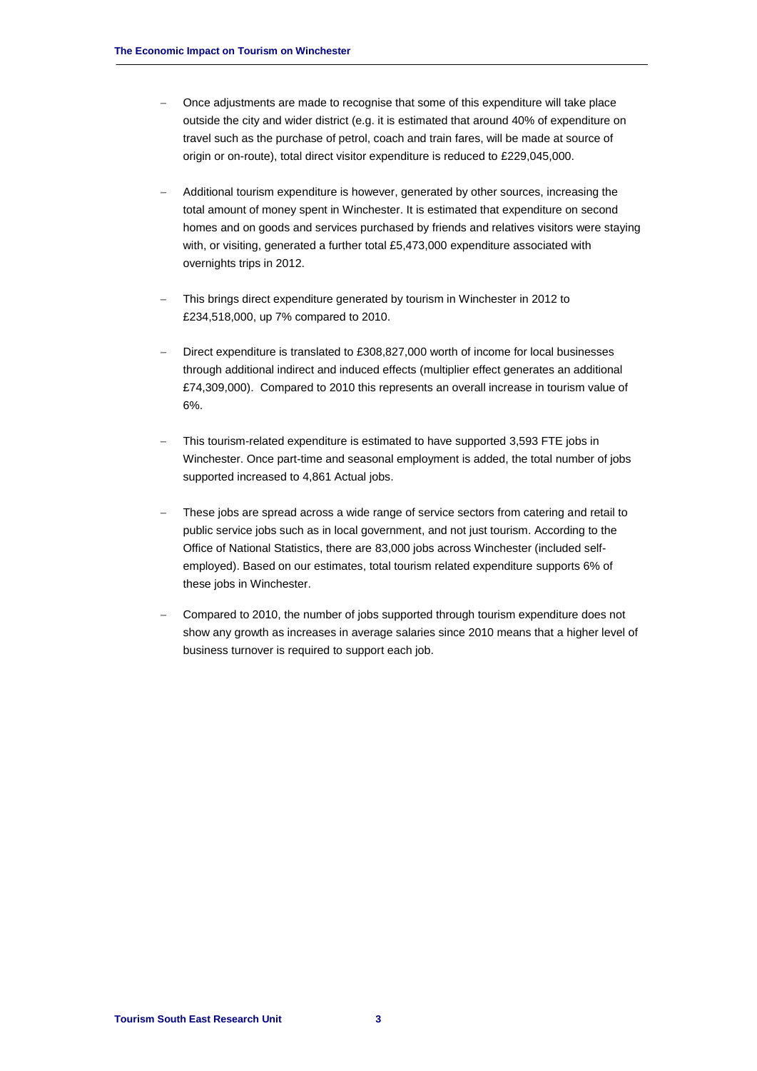- Once adjustments are made to recognise that some of this expenditure will take place outside the city and wider district (e.g. it is estimated that around 40% of expenditure on travel such as the purchase of petrol, coach and train fares, will be made at source of origin or on-route), total direct visitor expenditure is reduced to £229,045,000.

- Additional tourism expenditure is however, generated by other sources, increasing the total amount of money spent in Winchester. It is estimated that expenditure on second homes and on goods and services purchased by friends and relatives visitors were staying with, or visiting, generated a further total £5,473,000 expenditure associated with overnights trips in 2012.

- This brings direct expenditure generated by tourism in Winchester in 2012 to £234,518,000, up 7% compared to 2010.

- Direct expenditure is translated to £308,827,000 worth of income for local businesses through additional indirect and induced effects (multiplier effect generates an additional £74,309,000). Compared to 2010 this represents an overall increase in tourism value of 6%.

- This tourism-related expenditure is estimated to have supported 3,593 FTE jobs in Winchester. Once part-time and seasonal employment is added, the total number of jobs supported increased to 4,861 Actual jobs.

- These jobs are spread across a wide range of service sectors from catering and retail to public service jobs such as in local government, and not just tourism. According to the Office of National Statistics, there are 83,000 jobs across Winchester (included self-employed). Based on our estimates, total tourism related expenditure supports 6% of these jobs in Winchester.

- Compared to 2010, the number of jobs supported through tourism expenditure does not show any growth as increases in average salaries since 2010 means that a higher level of business turnover is required to support each job.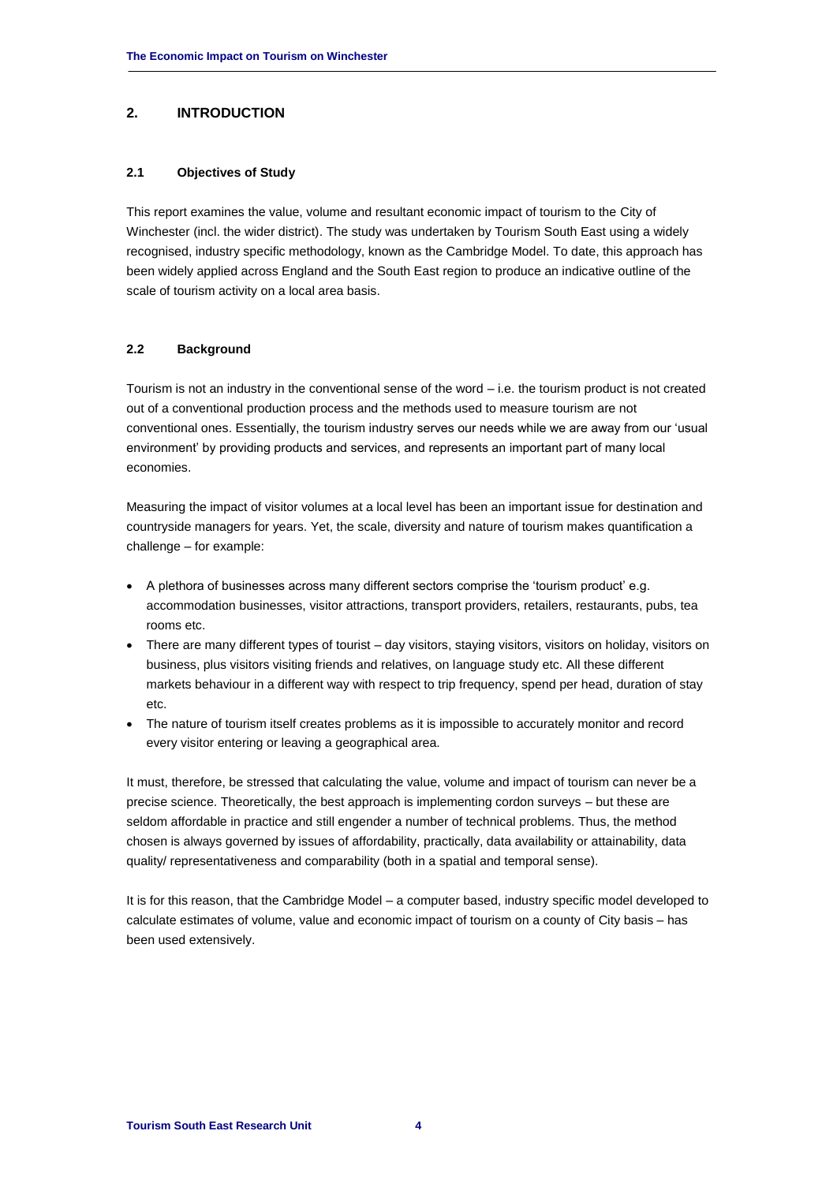## 2. INTRODUCTION

### 2.1 Objectives of Study

This report examines the value, volume and resultant economic impact of tourism to the City of Winchester (incl. the wider district). The study was undertaken by Tourism South East using a widely recognised, industry specific methodology, known as the Cambridge Model. To date, this approach has been widely applied across England and the South East region to produce an indicative outline of the scale of tourism activity on a local area basis.

### 2.2 Background

Tourism is not an industry in the conventional sense of the word – i.e. the tourism product is not created out of a conventional production process and the methods used to measure tourism are not conventional ones. Essentially, the tourism industry serves our needs while we are away from our 'usual environment' by providing products and services, and represents an important part of many local economies.

Measuring the impact of visitor volumes at a local level has been an important issue for destination and countryside managers for years. Yet, the scale, diversity and nature of tourism makes quantification a challenge – for example:

- A plethora of businesses across many different sectors comprise the 'tourism product' e.g. accommodation businesses, visitor attractions, transport providers, retailers, restaurants, pubs, tea rooms etc.
- There are many different types of tourist – day visitors, staying visitors, visitors on holiday, visitors on business, plus visitors visiting friends and relatives, on language study etc. All these different markets behaviour in a different way with respect to trip frequency, spend per head, duration of stay etc.
- The nature of tourism itself creates problems as it is impossible to accurately monitor and record every visitor entering or leaving a geographical area.

It must, therefore, be stressed that calculating the value, volume and impact of tourism can never be a precise science. Theoretically, the best approach is implementing cordon surveys – but these are seldom affordable in practice and still engender a number of technical problems. Thus, the method chosen is always governed by issues of affordability, practically, data availability or attainability, data quality/ representativeness and comparability (both in a spatial and temporal sense).

It is for this reason, that the Cambridge Model – a computer based, industry specific model developed to calculate estimates of volume, value and economic impact of tourism on a county of City basis – has been used extensively.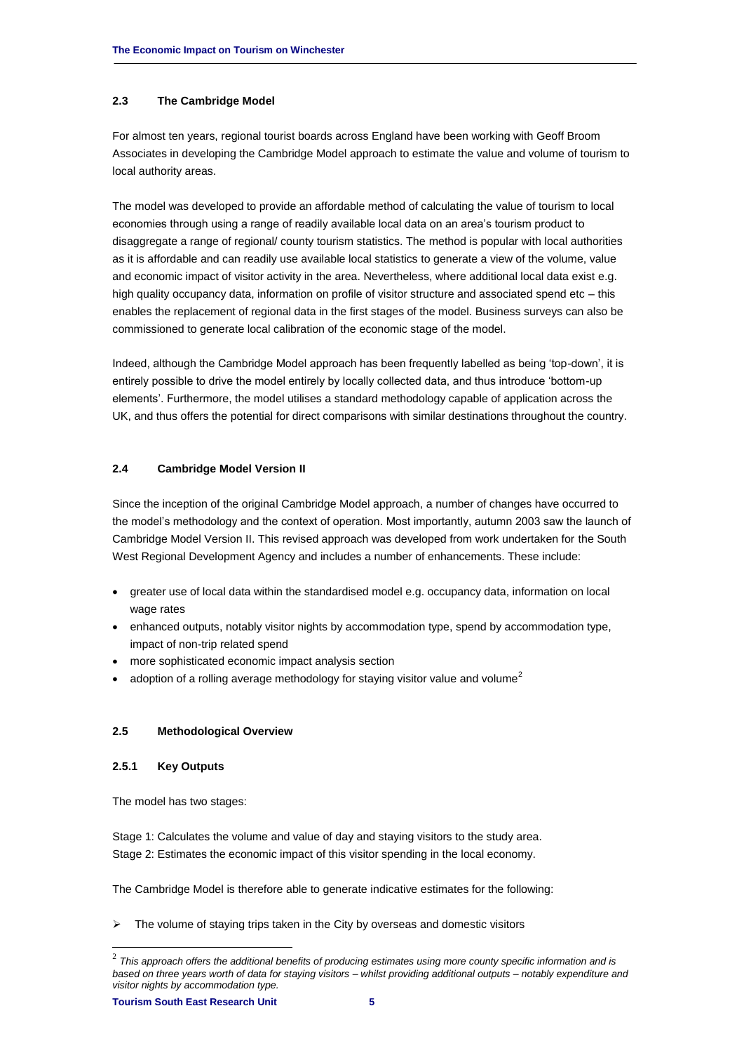### 2.3 The Cambridge Model

For almost ten years, regional tourist boards across England have been working with Geoff Broom Associates in developing the Cambridge Model approach to estimate the value and volume of tourism to local authority areas.

The model was developed to provide an affordable method of calculating the value of tourism to local economies through using a range of readily available local data on an area's tourism product to disaggregate a range of regional/ county tourism statistics. The method is popular with local authorities as it is affordable and can readily use available local statistics to generate a view of the volume, value and economic impact of visitor activity in the area. Nevertheless, where additional local data exist e.g. high quality occupancy data, information on profile of visitor structure and associated spend etc – this enables the replacement of regional data in the first stages of the model. Business surveys can also be commissioned to generate local calibration of the economic stage of the model.

Indeed, although the Cambridge Model approach has been frequently labelled as being 'top-down', it is entirely possible to drive the model entirely by locally collected data, and thus introduce 'bottom-up elements'. Furthermore, the model utilises a standard methodology capable of application across the UK, and thus offers the potential for direct comparisons with similar destinations throughout the country.

### 2.4 Cambridge Model Version II

Since the inception of the original Cambridge Model approach, a number of changes have occurred to the model's methodology and the context of operation. Most importantly, autumn 2003 saw the launch of Cambridge Model Version II. This revised approach was developed from work undertaken for the South West Regional Development Agency and includes a number of enhancements. These include:

- greater use of local data within the standardised model e.g. occupancy data, information on local wage rates
- enhanced outputs, notably visitor nights by accommodation type, spend by accommodation type, impact of non-trip related spend
- more sophisticated economic impact analysis section
- adoption of a rolling average methodology for staying visitor value and volume[2]

### 2.5 Methodological Overview

#### 2.5.1 Key Outputs

The model has two stages:

Stage 1: Calculates the volume and value of day and staying visitors to the study area.
Stage 2: Estimates the economic impact of this visitor spending in the local economy.

The Cambridge Model is therefore able to generate indicative estimates for the following:

- The volume of staying trips taken in the City by overseas and domestic visitors

---

[2] *This approach offers the additional benefits of producing estimates using more county specific information and is based on three years worth of data for staying visitors – whilst providing additional outputs – notably expenditure and visitor nights by accommodation type.*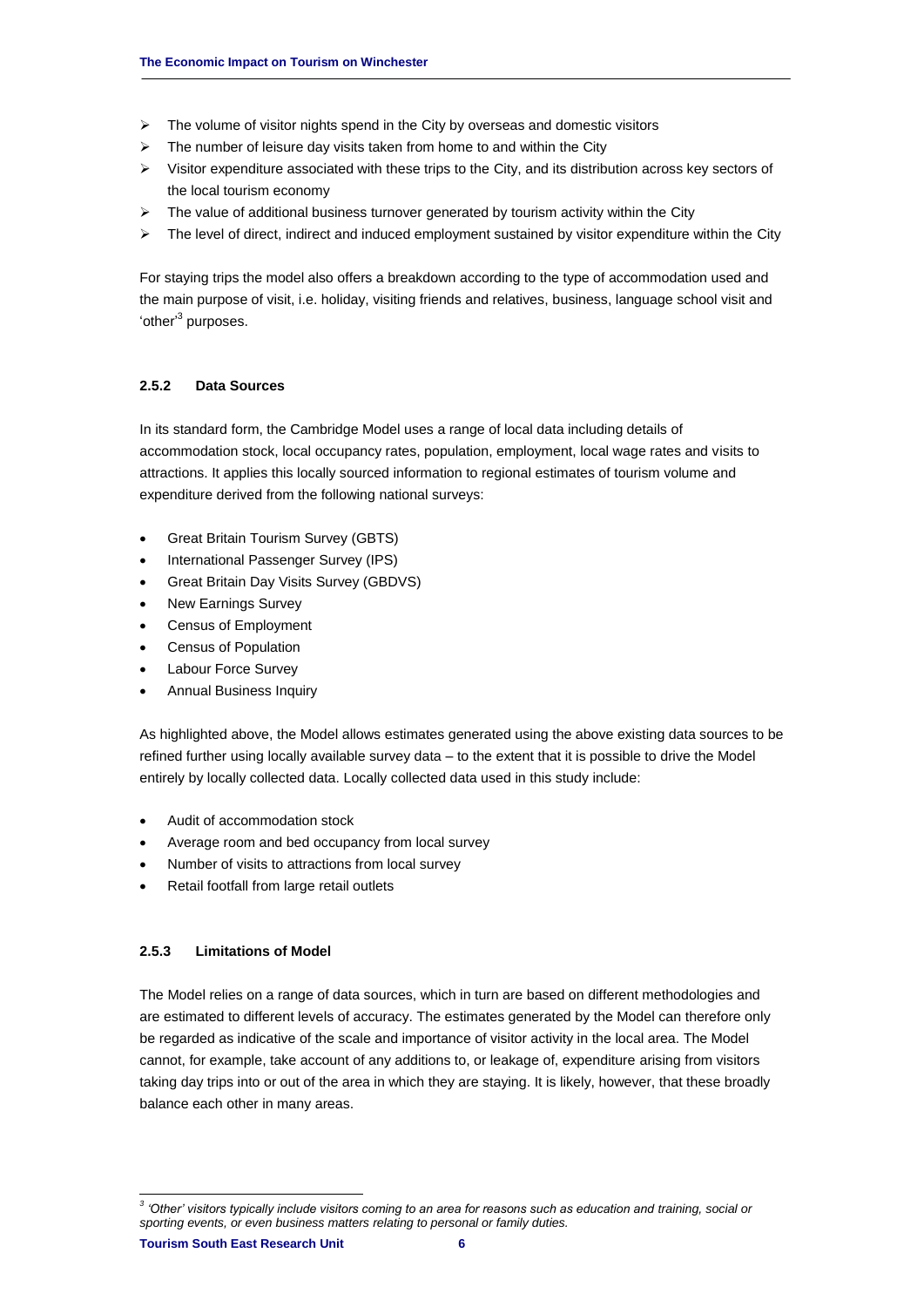- The volume of visitor nights spend in the City by overseas and domestic visitors
- The number of leisure day visits taken from home to and within the City
- Visitor expenditure associated with these trips to the City, and its distribution across key sectors of the local tourism economy
- The value of additional business turnover generated by tourism activity within the City
- The level of direct, indirect and induced employment sustained by visitor expenditure within the City

For staying trips the model also offers a breakdown according to the type of accommodation used and the main purpose of visit, i.e. holiday, visiting friends and relatives, business, language school visit and 'other'[3] purposes.

#### 2.5.2 Data Sources

In its standard form, the Cambridge Model uses a range of local data including details of accommodation stock, local occupancy rates, population, employment, local wage rates and visits to attractions. It applies this locally sourced information to regional estimates of tourism volume and expenditure derived from the following national surveys:

- Great Britain Tourism Survey (GBTS)
- International Passenger Survey (IPS)
- Great Britain Day Visits Survey (GBDVS)
- New Earnings Survey
- Census of Employment
- Census of Population
- Labour Force Survey
- Annual Business Inquiry

As highlighted above, the Model allows estimates generated using the above existing data sources to be refined further using locally available survey data – to the extent that it is possible to drive the Model entirely by locally collected data. Locally collected data used in this study include:

- Audit of accommodation stock
- Average room and bed occupancy from local survey
- Number of visits to attractions from local survey
- Retail footfall from large retail outlets

#### 2.5.3 Limitations of Model

The Model relies on a range of data sources, which in turn are based on different methodologies and are estimated to different levels of accuracy. The estimates generated by the Model can therefore only be regarded as indicative of the scale and importance of visitor activity in the local area. The Model cannot, for example, take account of any additions to, or leakage of, expenditure arising from visitors taking day trips into or out of the area in which they are staying. It is likely, however, that these broadly balance each other in many areas.

---

[3] *'Other' visitors typically include visitors coming to an area for reasons such as education and training, social or sporting events, or even business matters relating to personal or family duties.*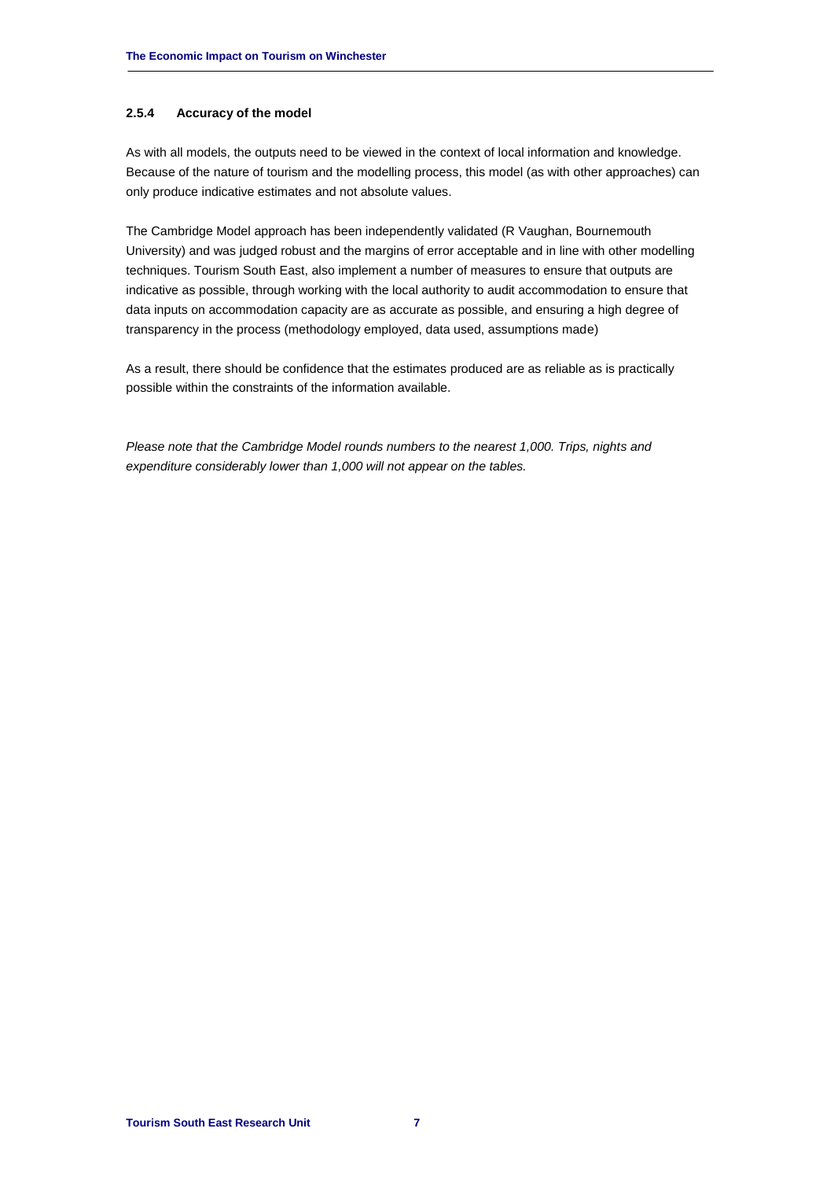#### 2.5.4 Accuracy of the model

As with all models, the outputs need to be viewed in the context of local information and knowledge. Because of the nature of tourism and the modelling process, this model (as with other approaches) can only produce indicative estimates and not absolute values.

The Cambridge Model approach has been independently validated (R Vaughan, Bournemouth University) and was judged robust and the margins of error acceptable and in line with other modelling techniques. Tourism South East, also implement a number of measures to ensure that outputs are indicative as possible, through working with the local authority to audit accommodation to ensure that data inputs on accommodation capacity are as accurate as possible, and ensuring a high degree of transparency in the process (methodology employed, data used, assumptions made)

As a result, there should be confidence that the estimates produced are as reliable as is practically possible within the constraints of the information available.

*Please note that the Cambridge Model rounds numbers to the nearest 1,000. Trips, nights and expenditure considerably lower than 1,000 will not appear on the tables.*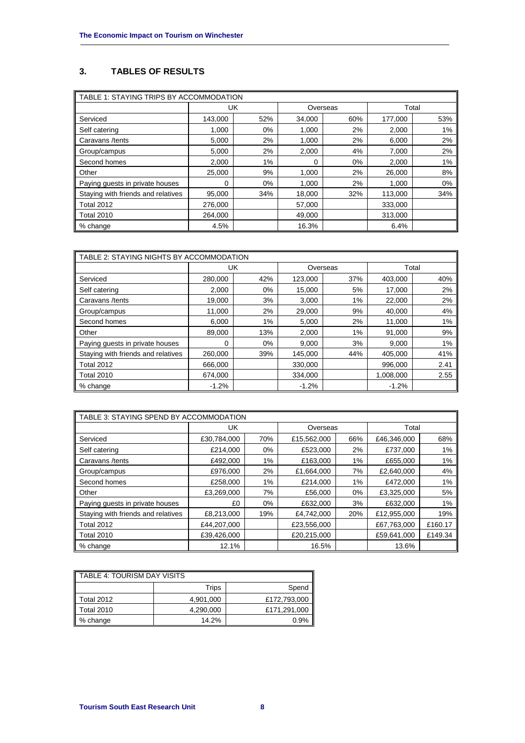## 3. TABLES OF RESULTS

| TABLE 1: STAYING TRIPS BY ACCOMMODATION | | | | | | |
|---|---|---|---|---|---|---|
| | UK | | Overseas | | Total | |
| Serviced | 143,000 | 52% | 34,000 | 60% | 177,000 | 53% |
| Self catering | 1,000 | 0% | 1,000 | 2% | 2,000 | 1% |
| Caravans /tents | 5,000 | 2% | 1,000 | 2% | 6,000 | 2% |
| Group/campus | 5,000 | 2% | 2,000 | 4% | 7,000 | 2% |
| Second homes | 2,000 | 1% | 0 | 0% | 2,000 | 1% |
| Other | 25,000 | 9% | 1,000 | 2% | 26,000 | 8% |
| Paying guests in private houses | 0 | 0% | 1,000 | 2% | 1,000 | 0% |
| Staying with friends and relatives | 95,000 | 34% | 18,000 | 32% | 113,000 | 34% |
| Total 2012 | 276,000 | | 57,000 | | 333,000 | |
| Total 2010 | 264,000 | | 49,000 | | 313,000 | |
| % change | 4.5% | | 16.3% | | 6.4% | |

| TABLE 2: STAYING NIGHTS BY ACCOMMODATION | | | | | | |
|---|---|---|---|---|---|---|
| | UK | | Overseas | | Total | |
| Serviced | 280,000 | 42% | 123,000 | 37% | 403,000 | 40% |
| Self catering | 2,000 | 0% | 15,000 | 5% | 17,000 | 2% |
| Caravans /tents | 19,000 | 3% | 3,000 | 1% | 22,000 | 2% |
| Group/campus | 11,000 | 2% | 29,000 | 9% | 40,000 | 4% |
| Second homes | 6,000 | 1% | 5,000 | 2% | 11,000 | 1% |
| Other | 89,000 | 13% | 2,000 | 1% | 91,000 | 9% |
| Paying guests in private houses | 0 | 0% | 9,000 | 3% | 9,000 | 1% |
| Staying with friends and relatives | 260,000 | 39% | 145,000 | 44% | 405,000 | 41% |
| Total 2012 | 666,000 | | 330,000 | | 996,000 | 2.41 |
| Total 2010 | 674,000 | | 334,000 | | 1,008,000 | 2.55 |
| % change | -1.2% | | -1.2% | | -1.2% | |

| TABLE 3: STAYING SPEND BY ACCOMMODATION | | | | | | |
|---|---|---|---|---|---|---|
| | UK | | Overseas | | Total | |
| Serviced | £30,784,000 | 70% | £15,562,000 | 66% | £46,346,000 | 68% |
| Self catering | £214,000 | 0% | £523,000 | 2% | £737,000 | 1% |
| Caravans /tents | £492,000 | 1% | £163,000 | 1% | £655,000 | 1% |
| Group/campus | £976,000 | 2% | £1,664,000 | 7% | £2,640,000 | 4% |
| Second homes | £258,000 | 1% | £214,000 | 1% | £472,000 | 1% |
| Other | £3,269,000 | 7% | £56,000 | 0% | £3,325,000 | 5% |
| Paying guests in private houses | £0 | 0% | £632,000 | 3% | £632,000 | 1% |
| Staying with friends and relatives | £8,213,000 | 19% | £4,742,000 | 20% | £12,955,000 | 19% |
| Total 2012 | £44,207,000 | | £23,556,000 | | £67,763,000 | £160.17 |
| Total 2010 | £39,426,000 | | £20,215,000 | | £59,641,000 | £149.34 |
| % change | 12.1% | | 16.5% | | 13.6% | |

| TABLE 4: TOURISM DAY VISITS | | |
|---|---|---|
| | Trips | Spend |
| Total 2012 | 4,901,000 | £172,793,000 |
| Total 2010 | 4,290,000 | £171,291,000 |
| % change | 14.2% | 0.9% |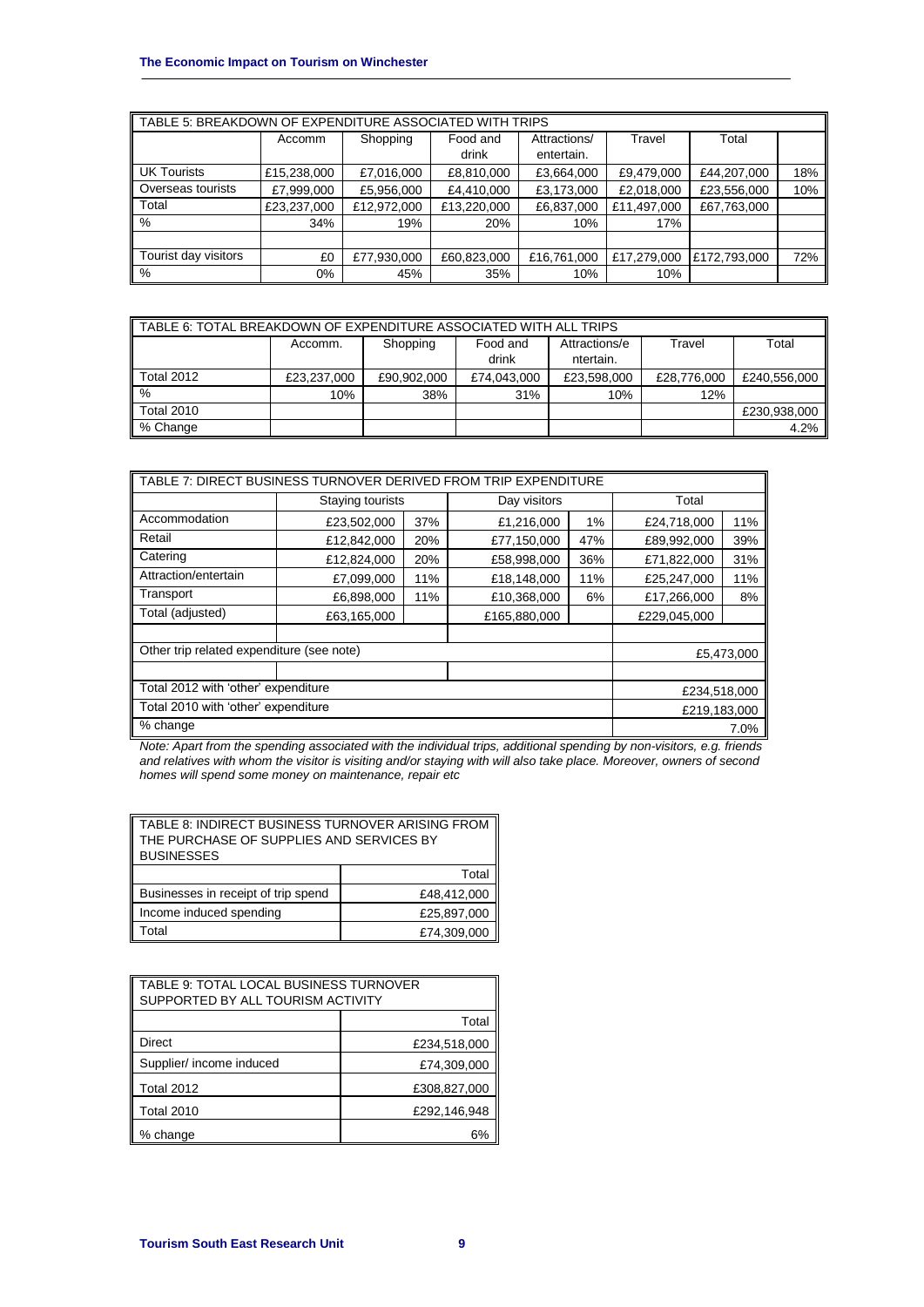| TABLE 5: BREAKDOWN OF EXPENDITURE ASSOCIATED WITH TRIPS | | | | | | | |
|---|---|---|---|---|---|---|---|
| | Accomm | Shopping | Food and drink | Attractions/ entertain. | Travel | Total | |
| UK Tourists | £15,238,000 | £7,016,000 | £8,810,000 | £3,664,000 | £9,479,000 | £44,207,000 | 18% |
| Overseas tourists | £7,999,000 | £5,956,000 | £4,410,000 | £3,173,000 | £2,018,000 | £23,556,000 | 10% |
| Total | £23,237,000 | £12,972,000 | £13,220,000 | £6,837,000 | £11,497,000 | £67,763,000 | |
| % | 34% | 19% | 20% | 10% | 17% | | |
| | | | | | | | |
| Tourist day visitors | £0 | £77,930,000 | £60,823,000 | £16,761,000 | £17,279,000 | £172,793,000 | 72% |
| % | 0% | 45% | 35% | 10% | 10% | | |

| TABLE 6: TOTAL BREAKDOWN OF EXPENDITURE ASSOCIATED WITH ALL TRIPS | | | | | | |
|---|---|---|---|---|---|---|
| | Accomm. | Shopping | Food and drink | Attractions/e ntertain. | Travel | Total |
| Total 2012 | £23,237,000 | £90,902,000 | £74,043,000 | £23,598,000 | £28,776,000 | £240,556,000 |
| % | 10% | 38% | 31% | 10% | 12% | |
| Total 2010 | | | | | | £230,938,000 |
| % Change | | | | | | 4.2% |

| TABLE 7: DIRECT BUSINESS TURNOVER DERIVED FROM TRIP EXPENDITURE | | | | | | |
|---|---|---|---|---|---|---|
| | Staying tourists | | Day visitors | | Total | |
| Accommodation | £23,502,000 | 37% | £1,216,000 | 1% | £24,718,000 | 11% |
| Retail | £12,842,000 | 20% | £77,150,000 | 47% | £89,992,000 | 39% |
| Catering | £12,824,000 | 20% | £58,998,000 | 36% | £71,822,000 | 31% |
| Attraction/entertain | £7,099,000 | 11% | £18,148,000 | 11% | £25,247,000 | 11% |
| Transport | £6,898,000 | 11% | £10,368,000 | 6% | £17,266,000 | 8% |
| Total (adjusted) | £63,165,000 | | £165,880,000 | | £229,045,000 | |
| | | | | | | |
| Other trip related expenditure (see note) | | | | | £5,473,000 | |
| | | | | | | |
| Total 2012 with 'other' expenditure | | | | | £234,518,000 | |
| Total 2010 with 'other' expenditure | | | | | £219,183,000 | |
| % change | | | | | 7.0% | |

*Note: Apart from the spending associated with the individual trips, additional spending by non-visitors, e.g. friends and relatives with whom the visitor is visiting and/or staying with will also take place. Moreover, owners of second homes will spend some money on maintenance, repair etc*

| TABLE 8: INDIRECT BUSINESS TURNOVER ARISING FROM THE PURCHASE OF SUPPLIES AND SERVICES BY BUSINESSES | |
|---|---|
| | Total |
| Businesses in receipt of trip spend | £48,412,000 |
| Income induced spending | £25,897,000 |
| Total | £74,309,000 |

| TABLE 9: TOTAL LOCAL BUSINESS TURNOVER SUPPORTED BY ALL TOURISM ACTIVITY | |
|---|---|
| | Total |
| Direct | £234,518,000 |
| Supplier/ income induced | £74,309,000 |
| Total 2012 | £308,827,000 |
| Total 2010 | £292,146,948 |
| % change | 6% |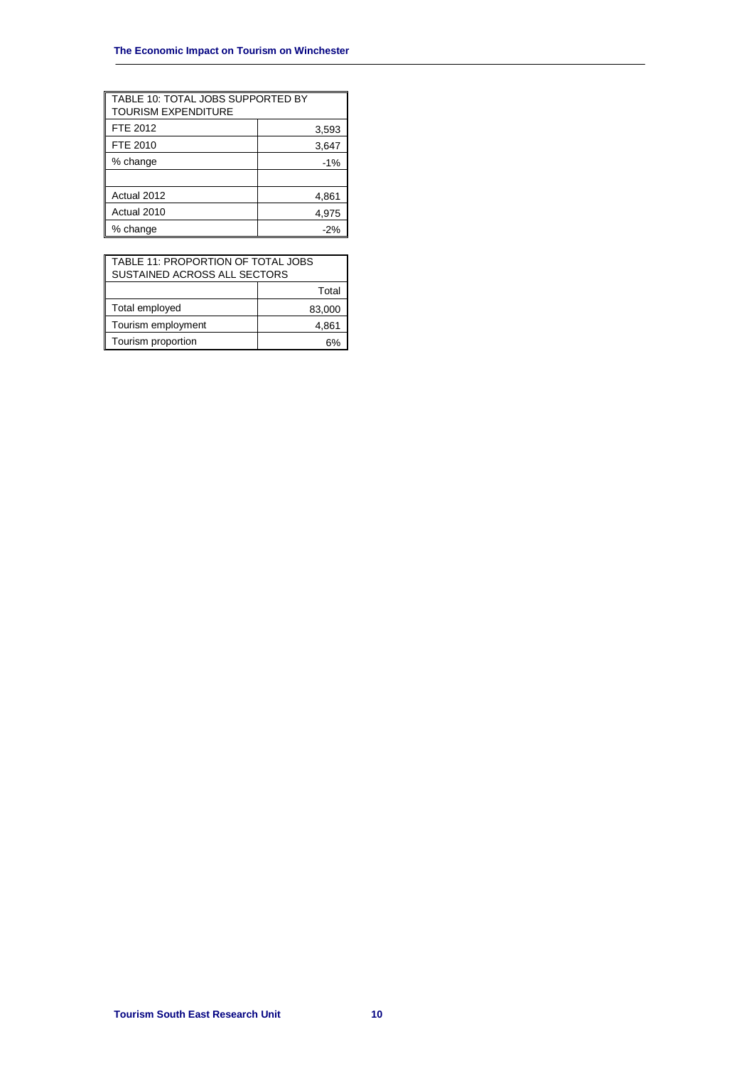| TABLE 10: TOTAL JOBS SUPPORTED BY TOURISM EXPENDITURE | |
|---|---|
| FTE 2012 | 3,593 |
| FTE 2010 | 3,647 |
| % change | -1% |
| | |
| Actual 2012 | 4,861 |
| Actual 2010 | 4,975 |
| % change | -2% |

| TABLE 11: PROPORTION OF TOTAL JOBS SUSTAINED ACROSS ALL SECTORS | |
|---|---|
| | Total |
| Total employed | 83,000 |
| Tourism employment | 4,861 |
| Tourism proportion | 6% |